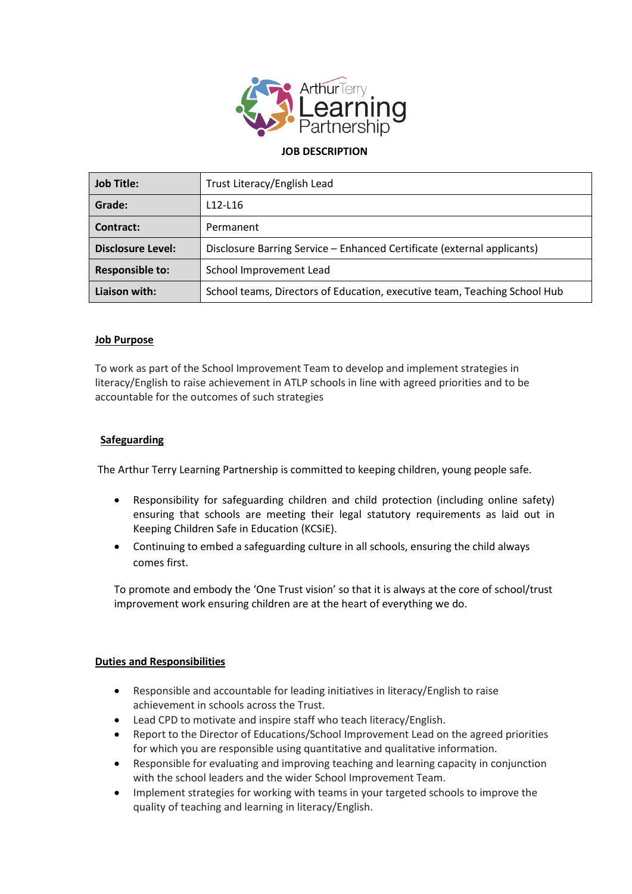**JOB DESCRIPTION**

| Job Title: | Trust Literacy/English Lead |
|---|---|
| Grade: | L12-L16 |
| Contract: | Permanent |
| Disclosure Level: | Disclosure Barring Service – Enhanced Certificate (external applicants) |
| Responsible to: | School Improvement Lead |
| Liaison with: | School teams, Directors of Education, executive team, Teaching School Hub |

## Job Purpose

To work as part of the School Improvement Team to develop and implement strategies in literacy/English to raise achievement in ATLP schools in line with agreed priorities and to be accountable for the outcomes of such strategies

## Safeguarding

The Arthur Terry Learning Partnership is committed to keeping children, young people safe.

- Responsibility for safeguarding children and child protection (including online safety) ensuring that schools are meeting their legal statutory requirements as laid out in Keeping Children Safe in Education (KCSiE).
- Continuing to embed a safeguarding culture in all schools, ensuring the child always comes first.

To promote and embody the 'One Trust vision' so that it is always at the core of school/trust improvement work ensuring children are at the heart of everything we do.

## Duties and Responsibilities

- Responsible and accountable for leading initiatives in literacy/English to raise achievement in schools across the Trust.
- Lead CPD to motivate and inspire staff who teach literacy/English.
- Report to the Director of Educations/School Improvement Lead on the agreed priorities for which you are responsible using quantitative and qualitative information.
- Responsible for evaluating and improving teaching and learning capacity in conjunction with the school leaders and the wider School Improvement Team.
- Implement strategies for working with teams in your targeted schools to improve the quality of teaching and learning in literacy/English.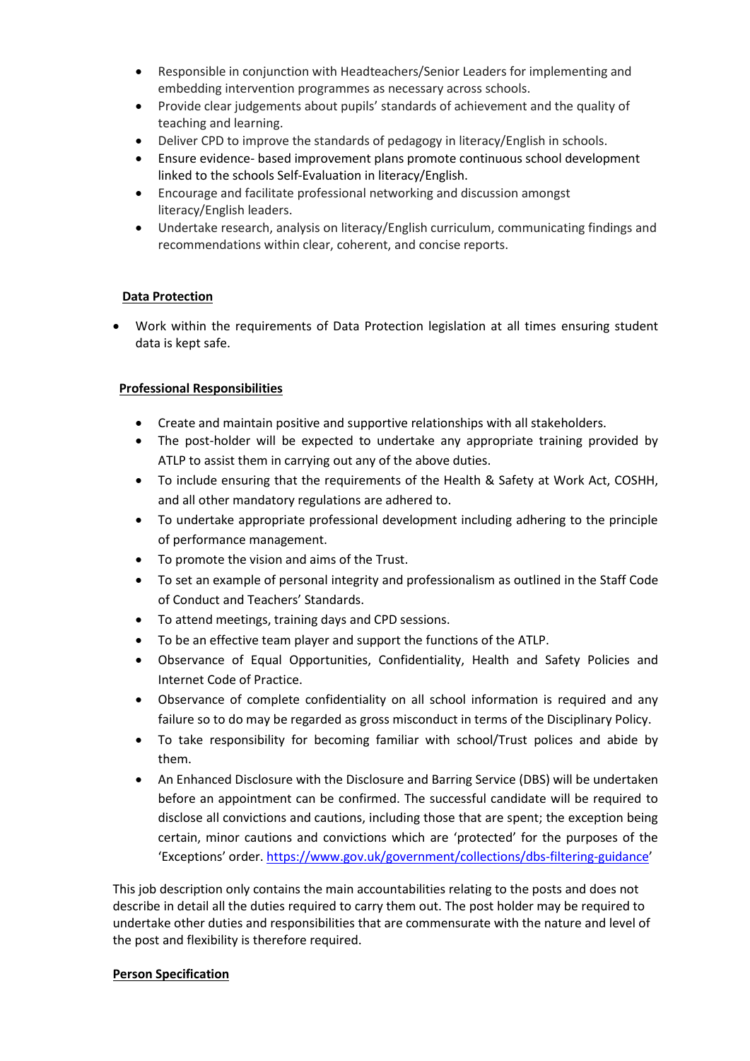- Responsible in conjunction with Headteachers/Senior Leaders for implementing and embedding intervention programmes as necessary across schools.
- Provide clear judgements about pupils' standards of achievement and the quality of teaching and learning.
- Deliver CPD to improve the standards of pedagogy in literacy/English in schools.
- Ensure evidence- based improvement plans promote continuous school development linked to the schools Self-Evaluation in literacy/English.
- Encourage and facilitate professional networking and discussion amongst literacy/English leaders.
- Undertake research, analysis on literacy/English curriculum, communicating findings and recommendations within clear, coherent, and concise reports.

**<u>Data Protection</u>**

- Work within the requirements of Data Protection legislation at all times ensuring student data is kept safe.

**<u>Professional Responsibilities</u>**

- Create and maintain positive and supportive relationships with all stakeholders.
- The post-holder will be expected to undertake any appropriate training provided by ATLP to assist them in carrying out any of the above duties.
- To include ensuring that the requirements of the Health & Safety at Work Act, COSHH, and all other mandatory regulations are adhered to.
- To undertake appropriate professional development including adhering to the principle of performance management.
- To promote the vision and aims of the Trust.
- To set an example of personal integrity and professionalism as outlined in the Staff Code of Conduct and Teachers' Standards.
- To attend meetings, training days and CPD sessions.
- To be an effective team player and support the functions of the ATLP.
- Observance of Equal Opportunities, Confidentiality, Health and Safety Policies and Internet Code of Practice.
- Observance of complete confidentiality on all school information is required and any failure so to do may be regarded as gross misconduct in terms of the Disciplinary Policy.
- To take responsibility for becoming familiar with school/Trust polices and abide by them.
- An Enhanced Disclosure with the Disclosure and Barring Service (DBS) will be undertaken before an appointment can be confirmed. The successful candidate will be required to disclose all convictions and cautions, including those that are spent; the exception being certain, minor cautions and convictions which are 'protected' for the purposes of the 'Exceptions' order. https://www.gov.uk/government/collections/dbs-filtering-guidance'

This job description only contains the main accountabilities relating to the posts and does not describe in detail all the duties required to carry them out. The post holder may be required to undertake other duties and responsibilities that are commensurate with the nature and level of the post and flexibility is therefore required.

**<u>Person Specification</u>**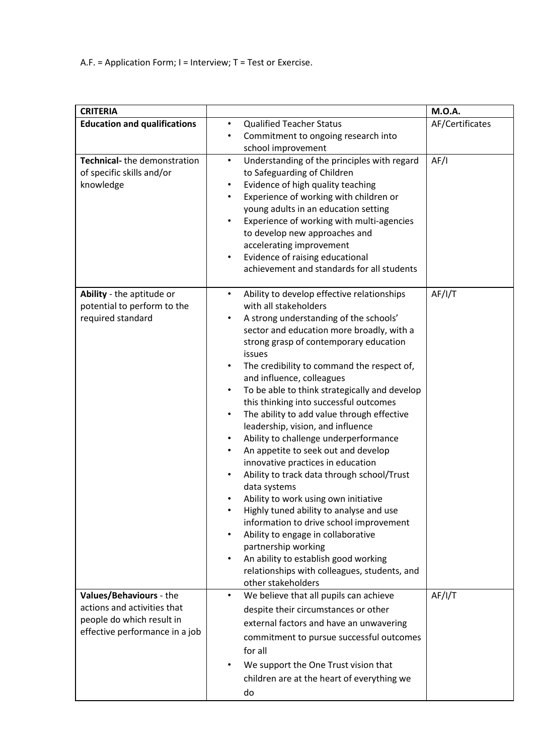A.F. = Application Form; I = Interview; T = Test or Exercise.

| **CRITERIA** | | **M.O.A.** |
|---|---|---|
| **Education and qualifications** | • Qualified Teacher Status<br>• Commitment to ongoing research into school improvement | AF/Certificates |
| **Technical-** the demonstration of specific skills and/or knowledge | • Understanding of the principles with regard to Safeguarding of Children<br>• Evidence of high quality teaching<br>• Experience of working with children or young adults in an education setting<br>• Experience of working with multi-agencies to develop new approaches and accelerating improvement<br>• Evidence of raising educational achievement and standards for all students | AF/I |
| **Ability** - the aptitude or potential to perform to the required standard | • Ability to develop effective relationships with all stakeholders<br>• A strong understanding of the schools' sector and education more broadly, with a strong grasp of contemporary education issues<br>• The credibility to command the respect of, and influence, colleagues<br>• To be able to think strategically and develop this thinking into successful outcomes<br>• The ability to add value through effective leadership, vision, and influence<br>• Ability to challenge underperformance<br>• An appetite to seek out and develop innovative practices in education<br>• Ability to track data through school/Trust data systems<br>• Ability to work using own initiative<br>• Highly tuned ability to analyse and use information to drive school improvement<br>• Ability to engage in collaborative partnership working<br>• An ability to establish good working relationships with colleagues, students, and other stakeholders | AF/I/T |
| **Values/Behaviours** - the actions and activities that people do which result in effective performance in a job | • We believe that all pupils can achieve despite their circumstances or other external factors and have an unwavering commitment to pursue successful outcomes for all<br>• We support the One Trust vision that children are at the heart of everything we do | AF/I/T |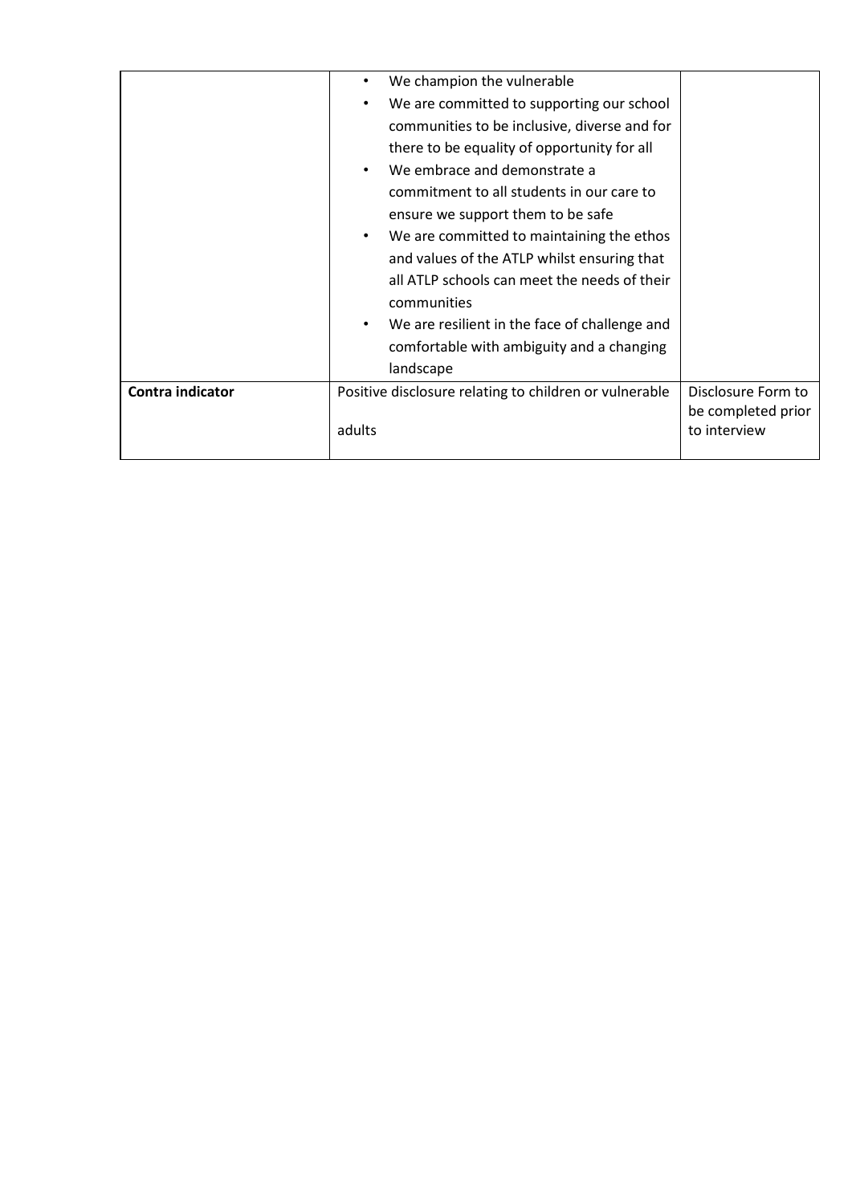| | | |
|---|---|---|
| | • We champion the vulnerable<br>• We are committed to supporting our school communities to be inclusive, diverse and for there to be equality of opportunity for all<br>• We embrace and demonstrate a commitment to all students in our care to ensure we support them to be safe<br>• We are committed to maintaining the ethos and values of the ATLP whilst ensuring that all ATLP schools can meet the needs of their communities<br>• We are resilient in the face of challenge and comfortable with ambiguity and a changing landscape | |
| **Contra indicator** | Positive disclosure relating to children or vulnerable adults | Disclosure Form to be completed prior to interview |